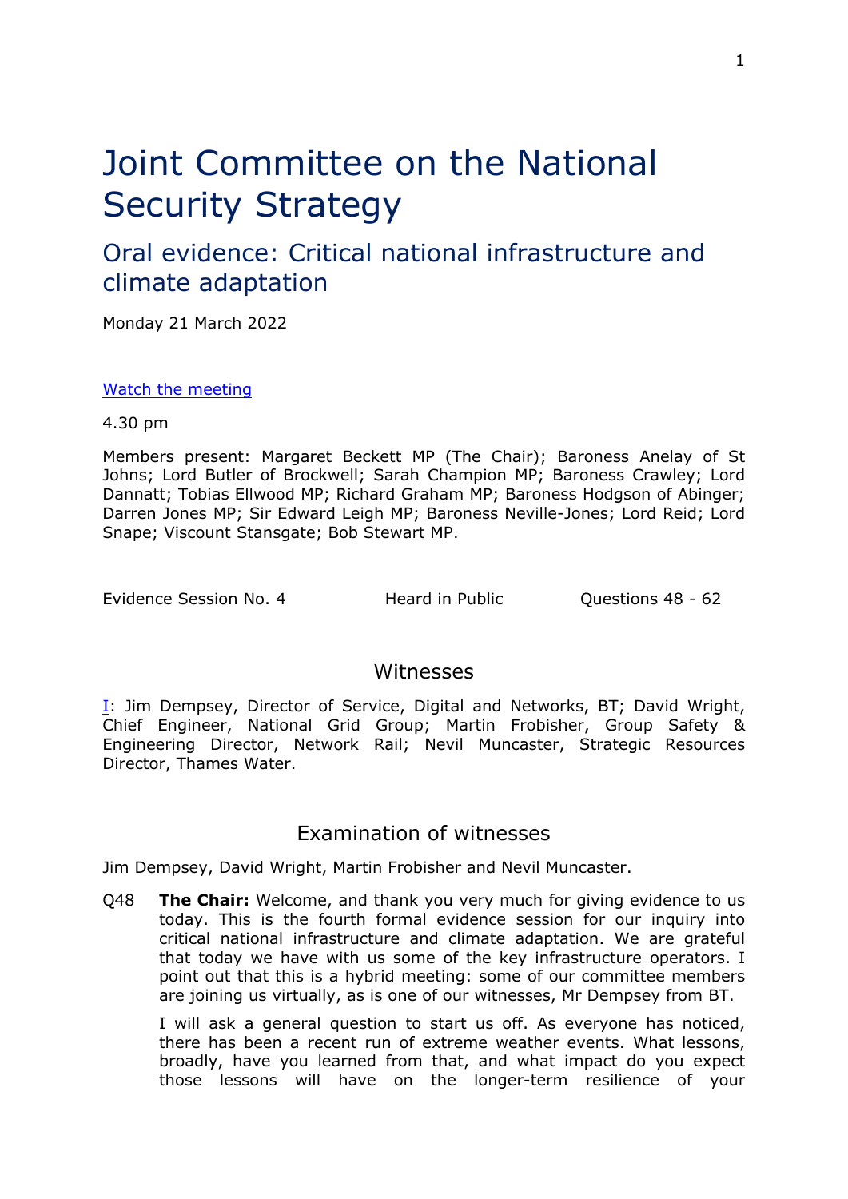# Joint Committee on the National Security Strategy

## Oral evidence: Critical national infrastructure and climate adaptation

Monday 21 March 2022

[Watch the meeting](#)

4.30 pm

Members present: Margaret Beckett MP (The Chair); Baroness Anelay of St Johns; Lord Butler of Brockwell; Sarah Champion MP; Baroness Crawley; Lord Dannatt; Tobias Ellwood MP; Richard Graham MP; Baroness Hodgson of Abinger; Darren Jones MP; Sir Edward Leigh MP; Baroness Neville-Jones; Lord Reid; Lord Snape; Viscount Stansgate; Bob Stewart MP.

| Evidence Session No. 4 | Heard in Public | Questions 48 - 62 |
|---|---|---|

## Witnesses

I: Jim Dempsey, Director of Service, Digital and Networks, BT; David Wright, Chief Engineer, National Grid Group; Martin Frobisher, Group Safety & Engineering Director, Network Rail; Nevil Muncaster, Strategic Resources Director, Thames Water.

## Examination of witnesses

Jim Dempsey, David Wright, Martin Frobisher and Nevil Muncaster.

Q48 **The Chair:** Welcome, and thank you very much for giving evidence to us today. This is the fourth formal evidence session for our inquiry into critical national infrastructure and climate adaptation. We are grateful that today we have with us some of the key infrastructure operators. I point out that this is a hybrid meeting: some of our committee members are joining us virtually, as is one of our witnesses, Mr Dempsey from BT.

I will ask a general question to start us off. As everyone has noticed, there has been a recent run of extreme weather events. What lessons, broadly, have you learned from that, and what impact do you expect those lessons will have on the longer-term resilience of your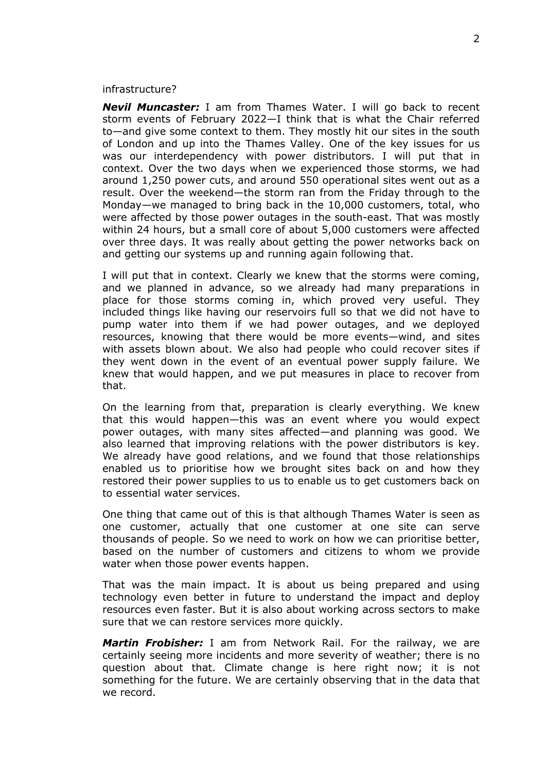infrastructure?

***Nevil Muncaster:*** I am from Thames Water. I will go back to recent storm events of February 2022—I think that is what the Chair referred to—and give some context to them. They mostly hit our sites in the south of London and up into the Thames Valley. One of the key issues for us was our interdependency with power distributors. I will put that in context. Over the two days when we experienced those storms, we had around 1,250 power cuts, and around 550 operational sites went out as a result. Over the weekend—the storm ran from the Friday through to the Monday—we managed to bring back in the 10,000 customers, total, who were affected by those power outages in the south-east. That was mostly within 24 hours, but a small core of about 5,000 customers were affected over three days. It was really about getting the power networks back on and getting our systems up and running again following that.

I will put that in context. Clearly we knew that the storms were coming, and we planned in advance, so we already had many preparations in place for those storms coming in, which proved very useful. They included things like having our reservoirs full so that we did not have to pump water into them if we had power outages, and we deployed resources, knowing that there would be more events—wind, and sites with assets blown about. We also had people who could recover sites if they went down in the event of an eventual power supply failure. We knew that would happen, and we put measures in place to recover from that.

On the learning from that, preparation is clearly everything. We knew that this would happen—this was an event where you would expect power outages, with many sites affected—and planning was good. We also learned that improving relations with the power distributors is key. We already have good relations, and we found that those relationships enabled us to prioritise how we brought sites back on and how they restored their power supplies to us to enable us to get customers back on to essential water services.

One thing that came out of this is that although Thames Water is seen as one customer, actually that one customer at one site can serve thousands of people. So we need to work on how we can prioritise better, based on the number of customers and citizens to whom we provide water when those power events happen.

That was the main impact. It is about us being prepared and using technology even better in future to understand the impact and deploy resources even faster. But it is also about working across sectors to make sure that we can restore services more quickly.

***Martin Frobisher:*** I am from Network Rail. For the railway, we are certainly seeing more incidents and more severity of weather; there is no question about that. Climate change is here right now; it is not something for the future. We are certainly observing that in the data that we record.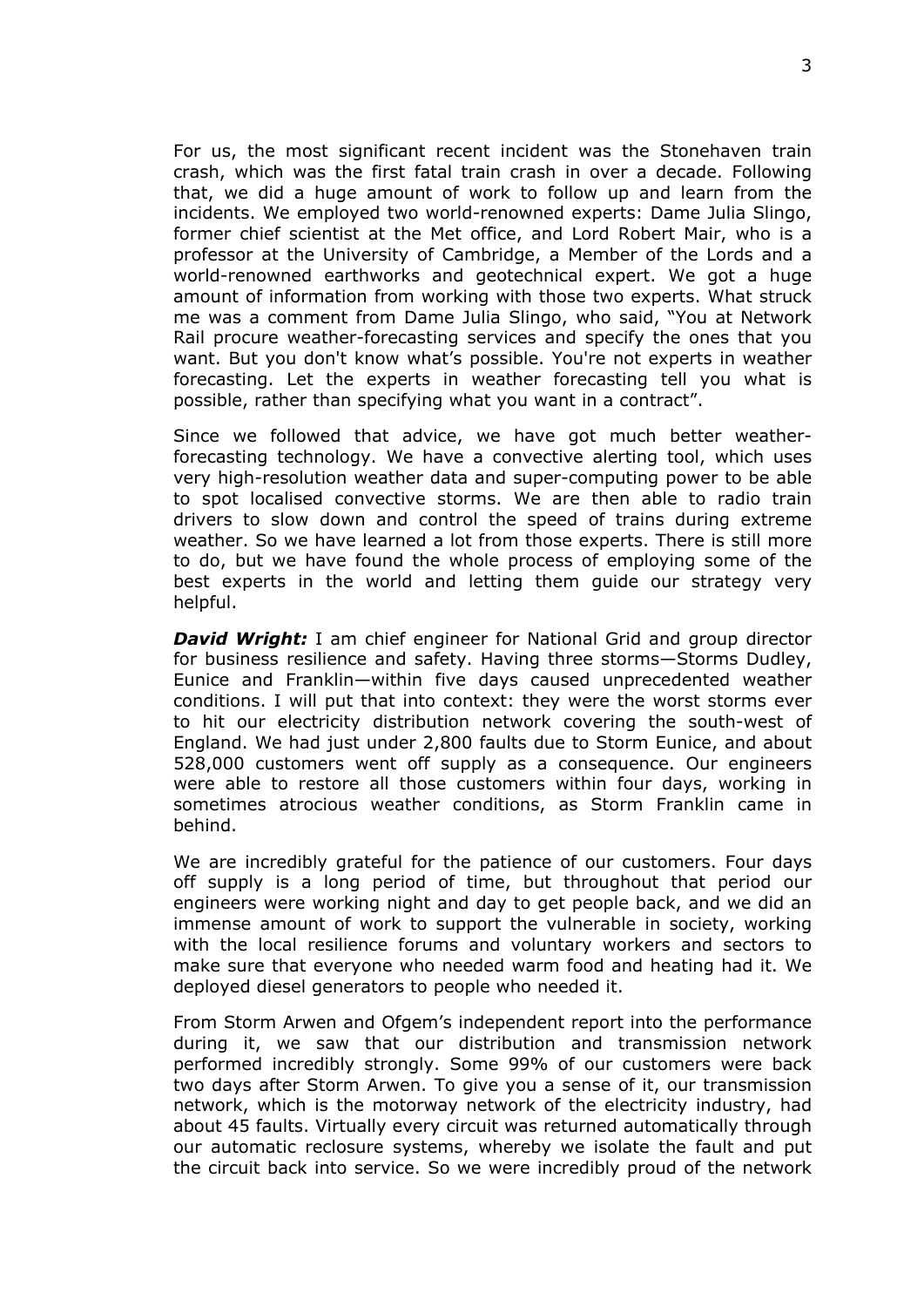For us, the most significant recent incident was the Stonehaven train crash, which was the first fatal train crash in over a decade. Following that, we did a huge amount of work to follow up and learn from the incidents. We employed two world-renowned experts: Dame Julia Slingo, former chief scientist at the Met office, and Lord Robert Mair, who is a professor at the University of Cambridge, a Member of the Lords and a world-renowned earthworks and geotechnical expert. We got a huge amount of information from working with those two experts. What struck me was a comment from Dame Julia Slingo, who said, "You at Network Rail procure weather-forecasting services and specify the ones that you want. But you don't know what's possible. You're not experts in weather forecasting. Let the experts in weather forecasting tell you what is possible, rather than specifying what you want in a contract".

Since we followed that advice, we have got much better weather-forecasting technology. We have a convective alerting tool, which uses very high-resolution weather data and super-computing power to be able to spot localised convective storms. We are then able to radio train drivers to slow down and control the speed of trains during extreme weather. So we have learned a lot from those experts. There is still more to do, but we have found the whole process of employing some of the best experts in the world and letting them guide our strategy very helpful.

***David Wright:*** I am chief engineer for National Grid and group director for business resilience and safety. Having three storms—Storms Dudley, Eunice and Franklin—within five days caused unprecedented weather conditions. I will put that into context: they were the worst storms ever to hit our electricity distribution network covering the south-west of England. We had just under 2,800 faults due to Storm Eunice, and about 528,000 customers went off supply as a consequence. Our engineers were able to restore all those customers within four days, working in sometimes atrocious weather conditions, as Storm Franklin came in behind.

We are incredibly grateful for the patience of our customers. Four days off supply is a long period of time, but throughout that period our engineers were working night and day to get people back, and we did an immense amount of work to support the vulnerable in society, working with the local resilience forums and voluntary workers and sectors to make sure that everyone who needed warm food and heating had it. We deployed diesel generators to people who needed it.

From Storm Arwen and Ofgem's independent report into the performance during it, we saw that our distribution and transmission network performed incredibly strongly. Some 99% of our customers were back two days after Storm Arwen. To give you a sense of it, our transmission network, which is the motorway network of the electricity industry, had about 45 faults. Virtually every circuit was returned automatically through our automatic reclosure systems, whereby we isolate the fault and put the circuit back into service. So we were incredibly proud of the network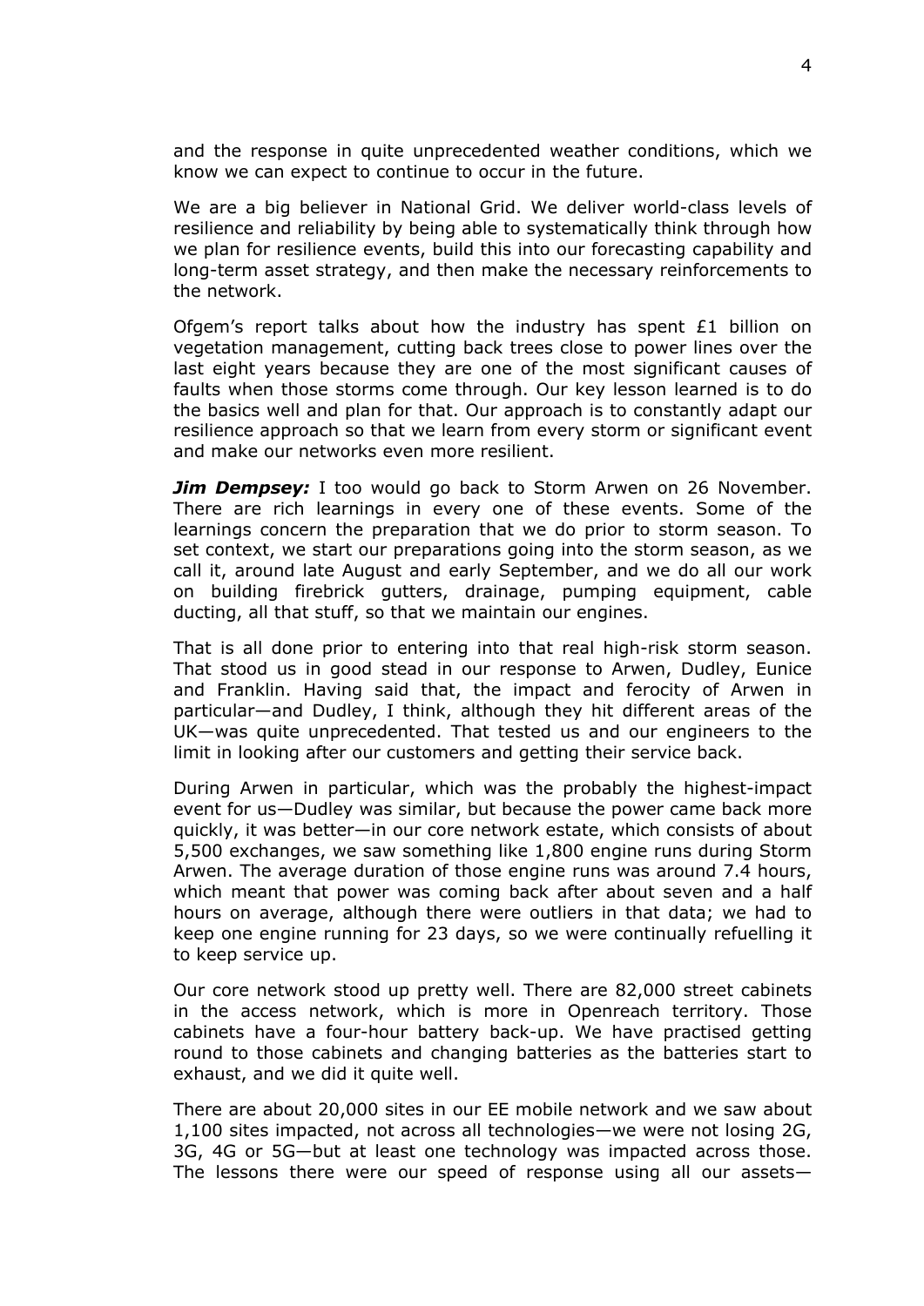and the response in quite unprecedented weather conditions, which we know we can expect to continue to occur in the future.

We are a big believer in National Grid. We deliver world-class levels of resilience and reliability by being able to systematically think through how we plan for resilience events, build this into our forecasting capability and long-term asset strategy, and then make the necessary reinforcements to the network.

Ofgem's report talks about how the industry has spent £1 billion on vegetation management, cutting back trees close to power lines over the last eight years because they are one of the most significant causes of faults when those storms come through. Our key lesson learned is to do the basics well and plan for that. Our approach is to constantly adapt our resilience approach so that we learn from every storm or significant event and make our networks even more resilient.

***Jim Dempsey:*** I too would go back to Storm Arwen on 26 November. There are rich learnings in every one of these events. Some of the learnings concern the preparation that we do prior to storm season. To set context, we start our preparations going into the storm season, as we call it, around late August and early September, and we do all our work on building firebrick gutters, drainage, pumping equipment, cable ducting, all that stuff, so that we maintain our engines.

That is all done prior to entering into that real high-risk storm season. That stood us in good stead in our response to Arwen, Dudley, Eunice and Franklin. Having said that, the impact and ferocity of Arwen in particular—and Dudley, I think, although they hit different areas of the UK—was quite unprecedented. That tested us and our engineers to the limit in looking after our customers and getting their service back.

During Arwen in particular, which was the probably the highest-impact event for us—Dudley was similar, but because the power came back more quickly, it was better—in our core network estate, which consists of about 5,500 exchanges, we saw something like 1,800 engine runs during Storm Arwen. The average duration of those engine runs was around 7.4 hours, which meant that power was coming back after about seven and a half hours on average, although there were outliers in that data; we had to keep one engine running for 23 days, so we were continually refuelling it to keep service up.

Our core network stood up pretty well. There are 82,000 street cabinets in the access network, which is more in Openreach territory. Those cabinets have a four-hour battery back-up. We have practised getting round to those cabinets and changing batteries as the batteries start to exhaust, and we did it quite well.

There are about 20,000 sites in our EE mobile network and we saw about 1,100 sites impacted, not across all technologies—we were not losing 2G, 3G, 4G or 5G—but at least one technology was impacted across those. The lessons there were our speed of response using all our assets—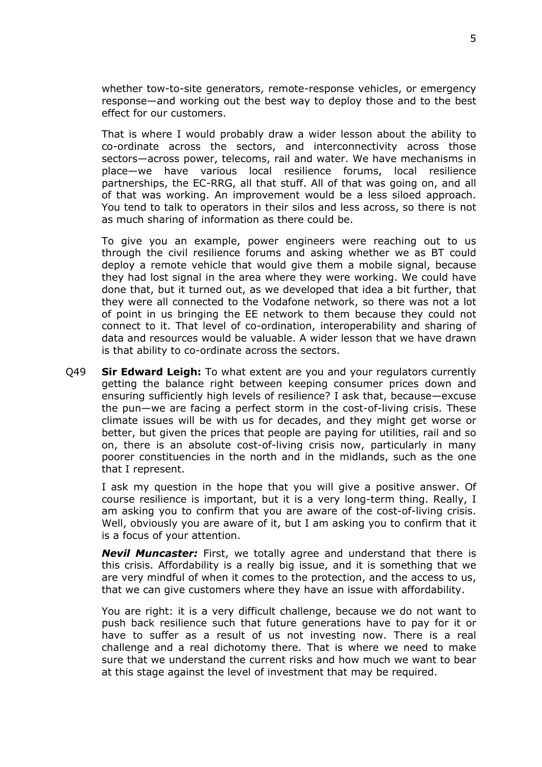whether tow-to-site generators, remote-response vehicles, or emergency response—and working out the best way to deploy those and to the best effect for our customers.

That is where I would probably draw a wider lesson about the ability to co-ordinate across the sectors, and interconnectivity across those sectors—across power, telecoms, rail and water. We have mechanisms in place—we have various local resilience forums, local resilience partnerships, the EC-RRG, all that stuff. All of that was going on, and all of that was working. An improvement would be a less siloed approach. You tend to talk to operators in their silos and less across, so there is not as much sharing of information as there could be.

To give you an example, power engineers were reaching out to us through the civil resilience forums and asking whether we as BT could deploy a remote vehicle that would give them a mobile signal, because they had lost signal in the area where they were working. We could have done that, but it turned out, as we developed that idea a bit further, that they were all connected to the Vodafone network, so there was not a lot of point in us bringing the EE network to them because they could not connect to it. That level of co-ordination, interoperability and sharing of data and resources would be valuable. A wider lesson that we have drawn is that ability to co-ordinate across the sectors.

Q49 **Sir Edward Leigh:** To what extent are you and your regulators currently getting the balance right between keeping consumer prices down and ensuring sufficiently high levels of resilience? I ask that, because—excuse the pun—we are facing a perfect storm in the cost-of-living crisis. These climate issues will be with us for decades, and they might get worse or better, but given the prices that people are paying for utilities, rail and so on, there is an absolute cost-of-living crisis now, particularly in many poorer constituencies in the north and in the midlands, such as the one that I represent.

I ask my question in the hope that you will give a positive answer. Of course resilience is important, but it is a very long-term thing. Really, I am asking you to confirm that you are aware of the cost-of-living crisis. Well, obviously you are aware of it, but I am asking you to confirm that it is a focus of your attention.

***Nevil Muncaster:*** First, we totally agree and understand that there is this crisis. Affordability is a really big issue, and it is something that we are very mindful of when it comes to the protection, and the access to us, that we can give customers where they have an issue with affordability.

You are right: it is a very difficult challenge, because we do not want to push back resilience such that future generations have to pay for it or have to suffer as a result of us not investing now. There is a real challenge and a real dichotomy there. That is where we need to make sure that we understand the current risks and how much we want to bear at this stage against the level of investment that may be required.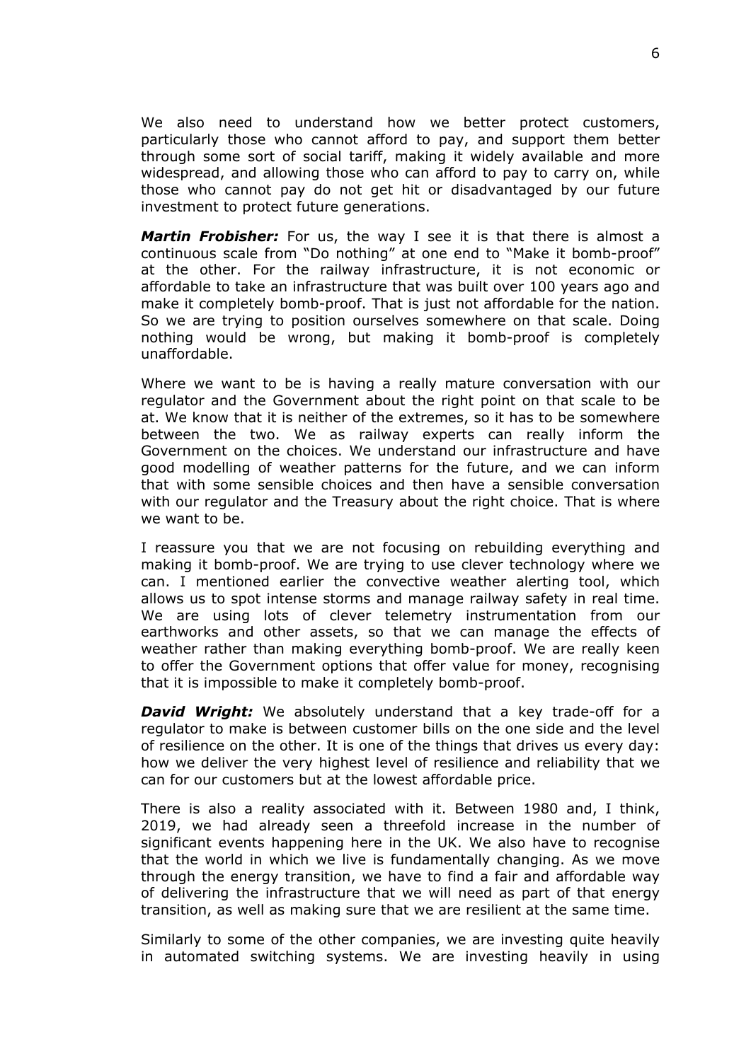We also need to understand how we better protect customers, particularly those who cannot afford to pay, and support them better through some sort of social tariff, making it widely available and more widespread, and allowing those who can afford to pay to carry on, while those who cannot pay do not get hit or disadvantaged by our future investment to protect future generations.

***Martin Frobisher:*** For us, the way I see it is that there is almost a continuous scale from "Do nothing" at one end to "Make it bomb-proof" at the other. For the railway infrastructure, it is not economic or affordable to take an infrastructure that was built over 100 years ago and make it completely bomb-proof. That is just not affordable for the nation. So we are trying to position ourselves somewhere on that scale. Doing nothing would be wrong, but making it bomb-proof is completely unaffordable.

Where we want to be is having a really mature conversation with our regulator and the Government about the right point on that scale to be at. We know that it is neither of the extremes, so it has to be somewhere between the two. We as railway experts can really inform the Government on the choices. We understand our infrastructure and have good modelling of weather patterns for the future, and we can inform that with some sensible choices and then have a sensible conversation with our regulator and the Treasury about the right choice. That is where we want to be.

I reassure you that we are not focusing on rebuilding everything and making it bomb-proof. We are trying to use clever technology where we can. I mentioned earlier the convective weather alerting tool, which allows us to spot intense storms and manage railway safety in real time. We are using lots of clever telemetry instrumentation from our earthworks and other assets, so that we can manage the effects of weather rather than making everything bomb-proof. We are really keen to offer the Government options that offer value for money, recognising that it is impossible to make it completely bomb-proof.

***David Wright:*** We absolutely understand that a key trade-off for a regulator to make is between customer bills on the one side and the level of resilience on the other. It is one of the things that drives us every day: how we deliver the very highest level of resilience and reliability that we can for our customers but at the lowest affordable price.

There is also a reality associated with it. Between 1980 and, I think, 2019, we had already seen a threefold increase in the number of significant events happening here in the UK. We also have to recognise that the world in which we live is fundamentally changing. As we move through the energy transition, we have to find a fair and affordable way of delivering the infrastructure that we will need as part of that energy transition, as well as making sure that we are resilient at the same time.

Similarly to some of the other companies, we are investing quite heavily in automated switching systems. We are investing heavily in using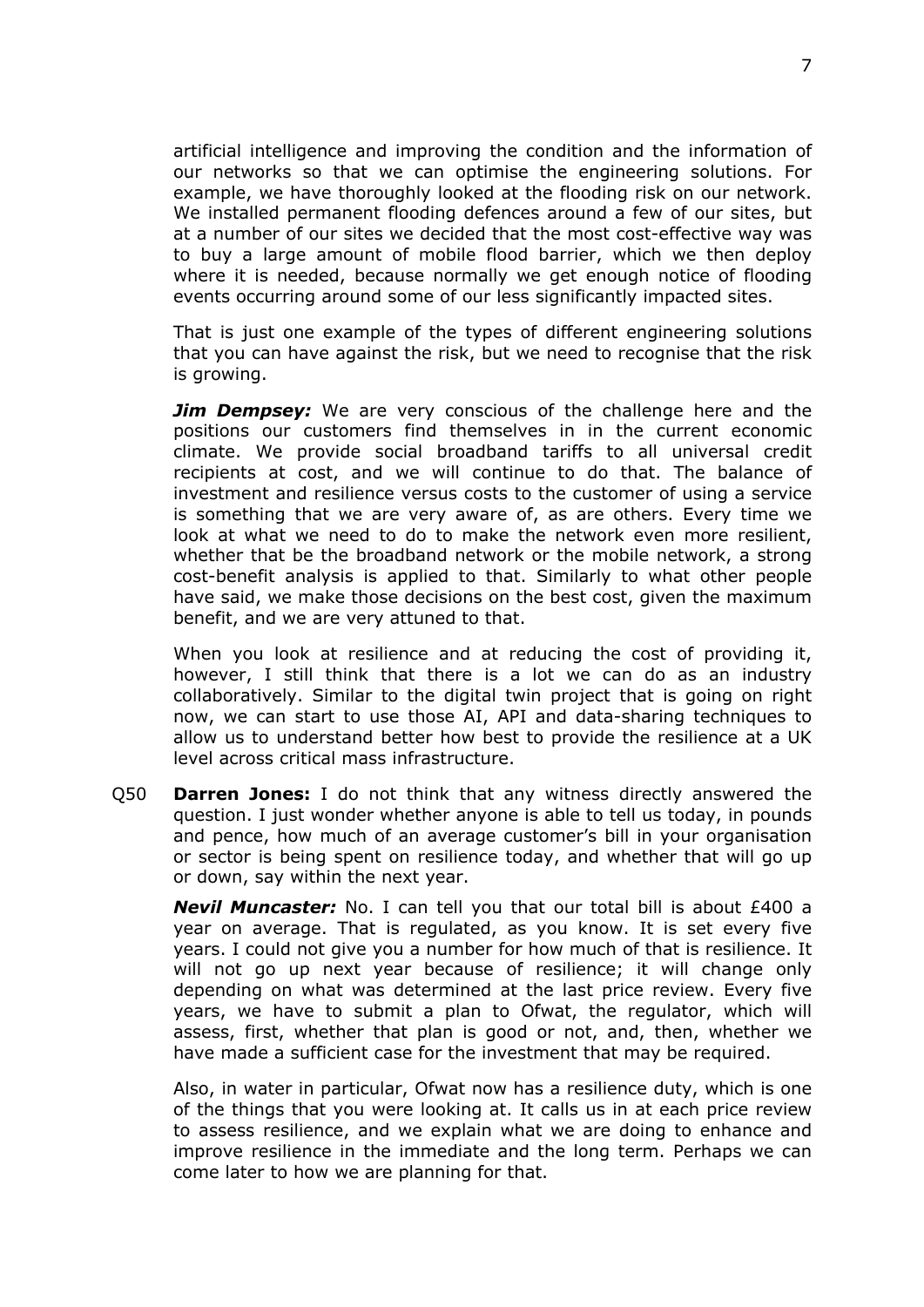artificial intelligence and improving the condition and the information of our networks so that we can optimise the engineering solutions. For example, we have thoroughly looked at the flooding risk on our network. We installed permanent flooding defences around a few of our sites, but at a number of our sites we decided that the most cost-effective way was to buy a large amount of mobile flood barrier, which we then deploy where it is needed, because normally we get enough notice of flooding events occurring around some of our less significantly impacted sites.

That is just one example of the types of different engineering solutions that you can have against the risk, but we need to recognise that the risk is growing.

***Jim Dempsey:*** We are very conscious of the challenge here and the positions our customers find themselves in in the current economic climate. We provide social broadband tariffs to all universal credit recipients at cost, and we will continue to do that. The balance of investment and resilience versus costs to the customer of using a service is something that we are very aware of, as are others. Every time we look at what we need to do to make the network even more resilient, whether that be the broadband network or the mobile network, a strong cost-benefit analysis is applied to that. Similarly to what other people have said, we make those decisions on the best cost, given the maximum benefit, and we are very attuned to that.

When you look at resilience and at reducing the cost of providing it, however, I still think that there is a lot we can do as an industry collaboratively. Similar to the digital twin project that is going on right now, we can start to use those AI, API and data-sharing techniques to allow us to understand better how best to provide the resilience at a UK level across critical mass infrastructure.

Q50 **Darren Jones:** I do not think that any witness directly answered the question. I just wonder whether anyone is able to tell us today, in pounds and pence, how much of an average customer's bill in your organisation or sector is being spent on resilience today, and whether that will go up or down, say within the next year.

***Nevil Muncaster:*** No. I can tell you that our total bill is about £400 a year on average. That is regulated, as you know. It is set every five years. I could not give you a number for how much of that is resilience. It will not go up next year because of resilience; it will change only depending on what was determined at the last price review. Every five years, we have to submit a plan to Ofwat, the regulator, which will assess, first, whether that plan is good or not, and, then, whether we have made a sufficient case for the investment that may be required.

Also, in water in particular, Ofwat now has a resilience duty, which is one of the things that you were looking at. It calls us in at each price review to assess resilience, and we explain what we are doing to enhance and improve resilience in the immediate and the long term. Perhaps we can come later to how we are planning for that.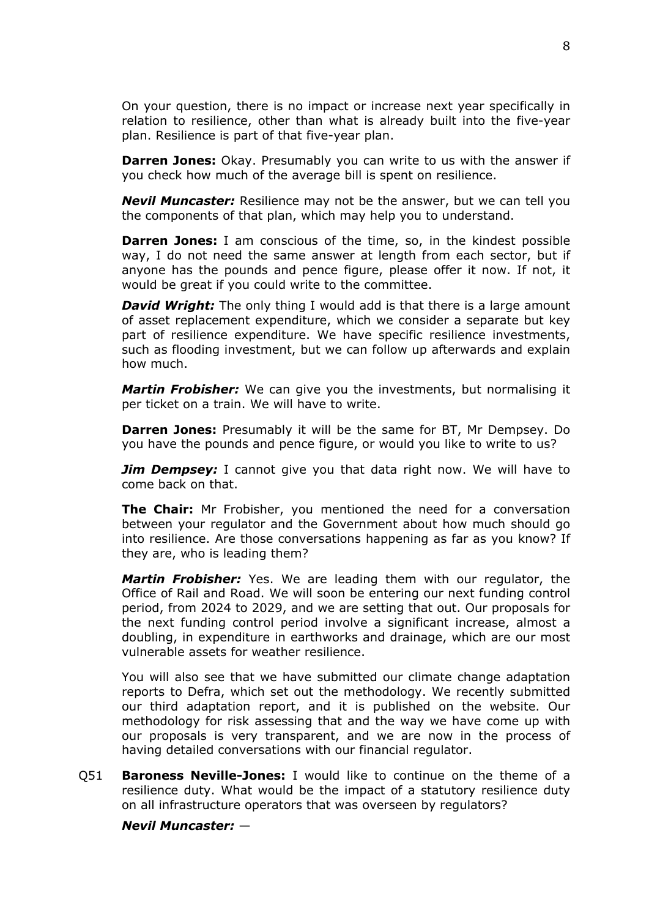On your question, there is no impact or increase next year specifically in relation to resilience, other than what is already built into the five-year plan. Resilience is part of that five-year plan.

**Darren Jones:** Okay. Presumably you can write to us with the answer if you check how much of the average bill is spent on resilience.

***Nevil Muncaster:*** Resilience may not be the answer, but we can tell you the components of that plan, which may help you to understand.

**Darren Jones:** I am conscious of the time, so, in the kindest possible way, I do not need the same answer at length from each sector, but if anyone has the pounds and pence figure, please offer it now. If not, it would be great if you could write to the committee.

***David Wright:*** The only thing I would add is that there is a large amount of asset replacement expenditure, which we consider a separate but key part of resilience expenditure. We have specific resilience investments, such as flooding investment, but we can follow up afterwards and explain how much.

***Martin Frobisher:*** We can give you the investments, but normalising it per ticket on a train. We will have to write.

**Darren Jones:** Presumably it will be the same for BT, Mr Dempsey. Do you have the pounds and pence figure, or would you like to write to us?

***Jim Dempsey:*** I cannot give you that data right now. We will have to come back on that.

**The Chair:** Mr Frobisher, you mentioned the need for a conversation between your regulator and the Government about how much should go into resilience. Are those conversations happening as far as you know? If they are, who is leading them?

***Martin Frobisher:*** Yes. We are leading them with our regulator, the Office of Rail and Road. We will soon be entering our next funding control period, from 2024 to 2029, and we are setting that out. Our proposals for the next funding control period involve a significant increase, almost a doubling, in expenditure in earthworks and drainage, which are our most vulnerable assets for weather resilience.

You will also see that we have submitted our climate change adaptation reports to Defra, which set out the methodology. We recently submitted our third adaptation report, and it is published on the website. Our methodology for risk assessing that and the way we have come up with our proposals is very transparent, and we are now in the process of having detailed conversations with our financial regulator.

Q51 **Baroness Neville-Jones:** I would like to continue on the theme of a resilience duty. What would be the impact of a statutory resilience duty on all infrastructure operators that was overseen by regulators?

***Nevil Muncaster:*** —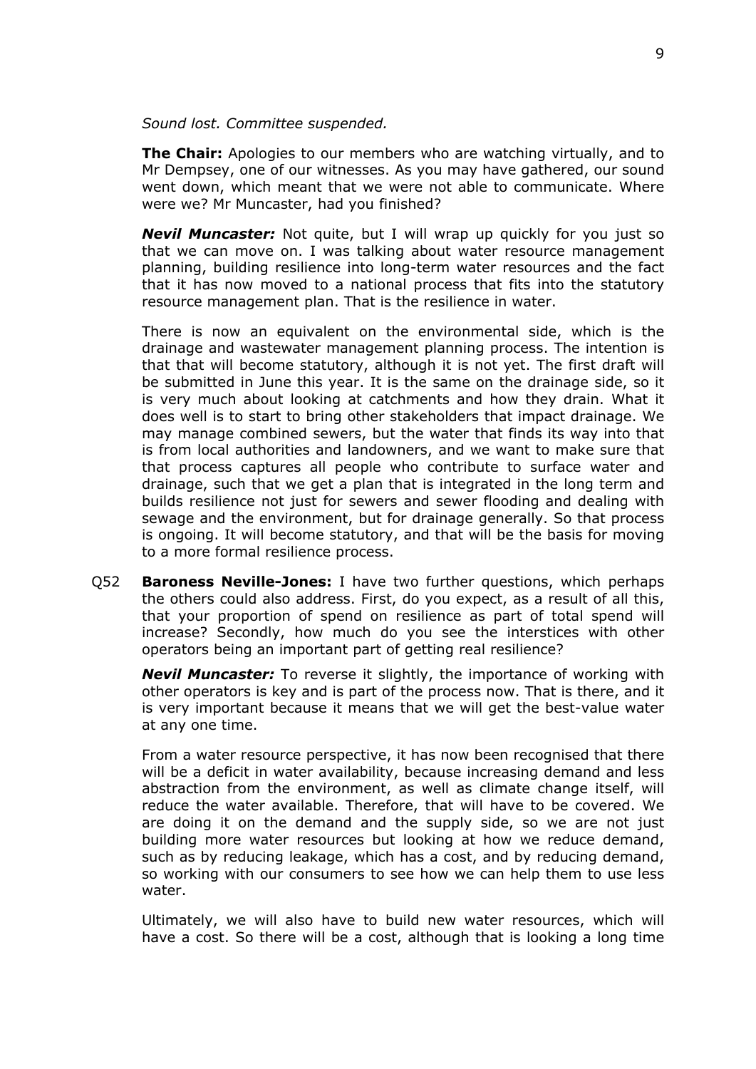*Sound lost. Committee suspended.*

**The Chair:** Apologies to our members who are watching virtually, and to Mr Dempsey, one of our witnesses. As you may have gathered, our sound went down, which meant that we were not able to communicate. Where were we? Mr Muncaster, had you finished?

***Nevil Muncaster:*** Not quite, but I will wrap up quickly for you just so that we can move on. I was talking about water resource management planning, building resilience into long-term water resources and the fact that it has now moved to a national process that fits into the statutory resource management plan. That is the resilience in water.

There is now an equivalent on the environmental side, which is the drainage and wastewater management planning process. The intention is that that will become statutory, although it is not yet. The first draft will be submitted in June this year. It is the same on the drainage side, so it is very much about looking at catchments and how they drain. What it does well is to start to bring other stakeholders that impact drainage. We may manage combined sewers, but the water that finds its way into that is from local authorities and landowners, and we want to make sure that that process captures all people who contribute to surface water and drainage, such that we get a plan that is integrated in the long term and builds resilience not just for sewers and sewer flooding and dealing with sewage and the environment, but for drainage generally. So that process is ongoing. It will become statutory, and that will be the basis for moving to a more formal resilience process.

Q52 **Baroness Neville-Jones:** I have two further questions, which perhaps the others could also address. First, do you expect, as a result of all this, that your proportion of spend on resilience as part of total spend will increase? Secondly, how much do you see the interstices with other operators being an important part of getting real resilience?

***Nevil Muncaster:*** To reverse it slightly, the importance of working with other operators is key and is part of the process now. That is there, and it is very important because it means that we will get the best-value water at any one time.

From a water resource perspective, it has now been recognised that there will be a deficit in water availability, because increasing demand and less abstraction from the environment, as well as climate change itself, will reduce the water available. Therefore, that will have to be covered. We are doing it on the demand and the supply side, so we are not just building more water resources but looking at how we reduce demand, such as by reducing leakage, which has a cost, and by reducing demand, so working with our consumers to see how we can help them to use less water.

Ultimately, we will also have to build new water resources, which will have a cost. So there will be a cost, although that is looking a long time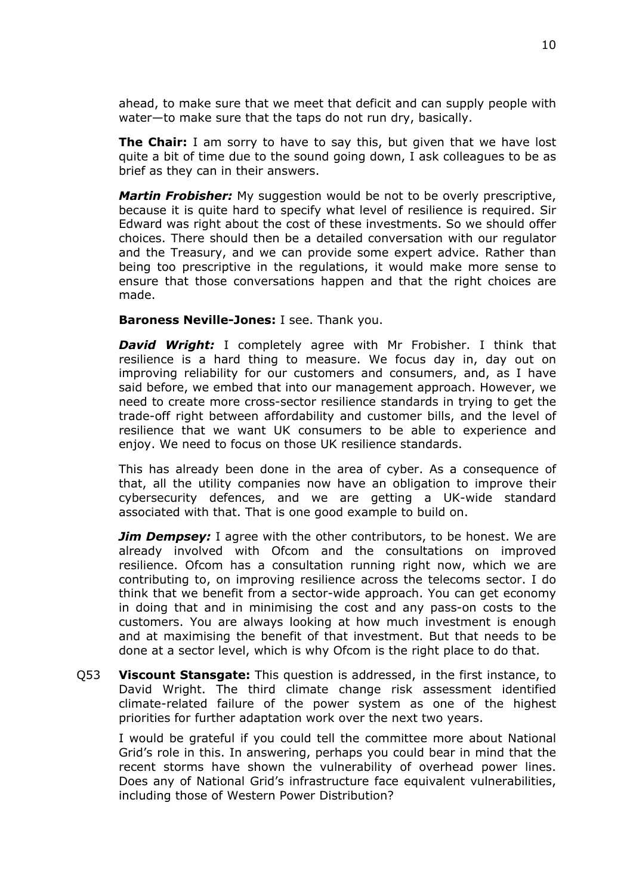ahead, to make sure that we meet that deficit and can supply people with water—to make sure that the taps do not run dry, basically.

**The Chair:** I am sorry to have to say this, but given that we have lost quite a bit of time due to the sound going down, I ask colleagues to be as brief as they can in their answers.

***Martin Frobisher:*** My suggestion would be not to be overly prescriptive, because it is quite hard to specify what level of resilience is required. Sir Edward was right about the cost of these investments. So we should offer choices. There should then be a detailed conversation with our regulator and the Treasury, and we can provide some expert advice. Rather than being too prescriptive in the regulations, it would make more sense to ensure that those conversations happen and that the right choices are made.

**Baroness Neville-Jones:** I see. Thank you.

***David Wright:*** I completely agree with Mr Frobisher. I think that resilience is a hard thing to measure. We focus day in, day out on improving reliability for our customers and consumers, and, as I have said before, we embed that into our management approach. However, we need to create more cross-sector resilience standards in trying to get the trade-off right between affordability and customer bills, and the level of resilience that we want UK consumers to be able to experience and enjoy. We need to focus on those UK resilience standards.

This has already been done in the area of cyber. As a consequence of that, all the utility companies now have an obligation to improve their cybersecurity defences, and we are getting a UK-wide standard associated with that. That is one good example to build on.

***Jim Dempsey:*** I agree with the other contributors, to be honest. We are already involved with Ofcom and the consultations on improved resilience. Ofcom has a consultation running right now, which we are contributing to, on improving resilience across the telecoms sector. I do think that we benefit from a sector-wide approach. You can get economy in doing that and in minimising the cost and any pass-on costs to the customers. You are always looking at how much investment is enough and at maximising the benefit of that investment. But that needs to be done at a sector level, which is why Ofcom is the right place to do that.

Q53 **Viscount Stansgate:** This question is addressed, in the first instance, to David Wright. The third climate change risk assessment identified climate-related failure of the power system as one of the highest priorities for further adaptation work over the next two years.

I would be grateful if you could tell the committee more about National Grid's role in this. In answering, perhaps you could bear in mind that the recent storms have shown the vulnerability of overhead power lines. Does any of National Grid's infrastructure face equivalent vulnerabilities, including those of Western Power Distribution?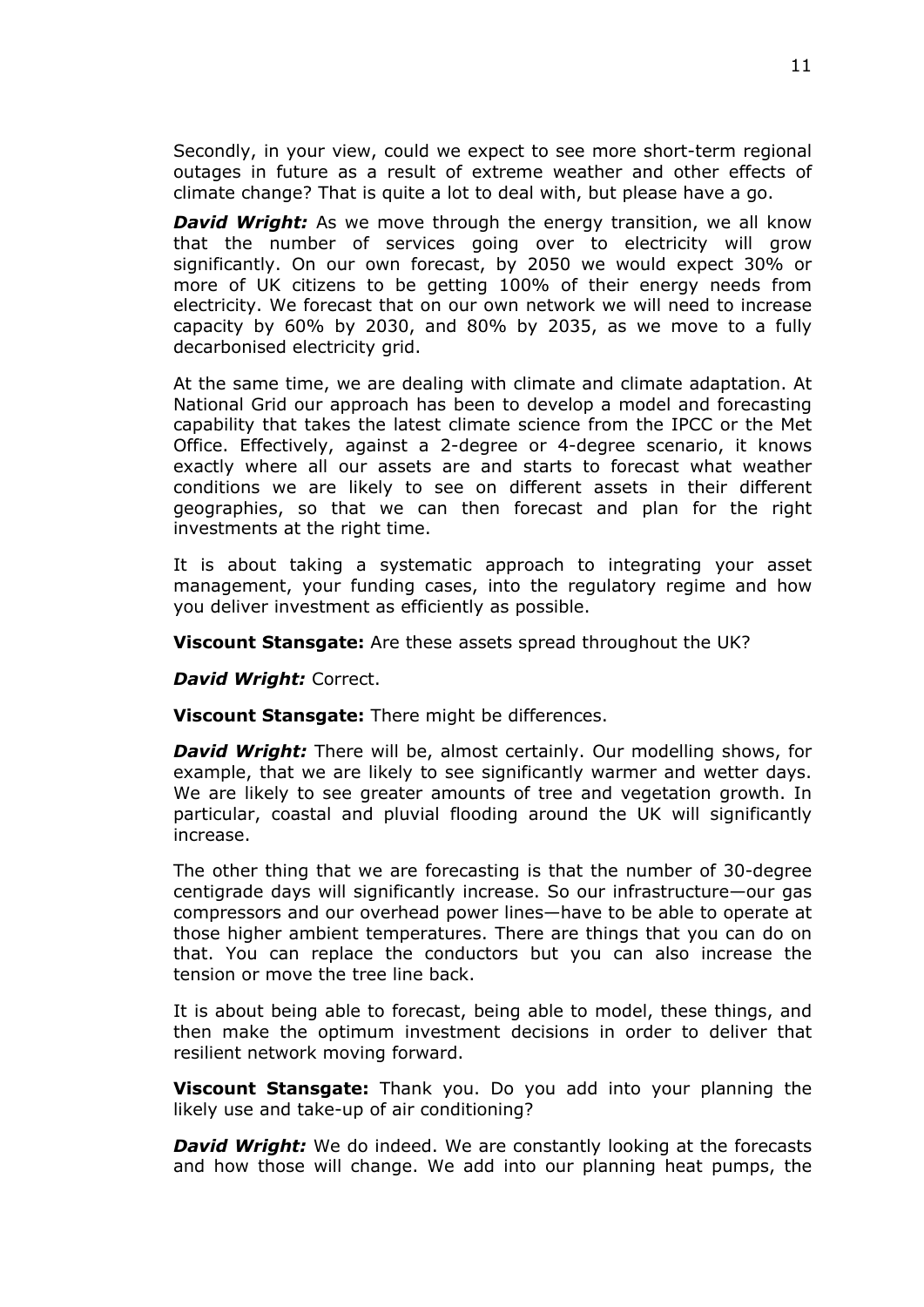Secondly, in your view, could we expect to see more short-term regional outages in future as a result of extreme weather and other effects of climate change? That is quite a lot to deal with, but please have a go.

***David Wright:*** As we move through the energy transition, we all know that the number of services going over to electricity will grow significantly. On our own forecast, by 2050 we would expect 30% or more of UK citizens to be getting 100% of their energy needs from electricity. We forecast that on our own network we will need to increase capacity by 60% by 2030, and 80% by 2035, as we move to a fully decarbonised electricity grid.

At the same time, we are dealing with climate and climate adaptation. At National Grid our approach has been to develop a model and forecasting capability that takes the latest climate science from the IPCC or the Met Office. Effectively, against a 2-degree or 4-degree scenario, it knows exactly where all our assets are and starts to forecast what weather conditions we are likely to see on different assets in their different geographies, so that we can then forecast and plan for the right investments at the right time.

It is about taking a systematic approach to integrating your asset management, your funding cases, into the regulatory regime and how you deliver investment as efficiently as possible.

**Viscount Stansgate:** Are these assets spread throughout the UK?

***David Wright:*** Correct.

**Viscount Stansgate:** There might be differences.

***David Wright:*** There will be, almost certainly. Our modelling shows, for example, that we are likely to see significantly warmer and wetter days. We are likely to see greater amounts of tree and vegetation growth. In particular, coastal and pluvial flooding around the UK will significantly increase.

The other thing that we are forecasting is that the number of 30-degree centigrade days will significantly increase. So our infrastructure—our gas compressors and our overhead power lines—have to be able to operate at those higher ambient temperatures. There are things that you can do on that. You can replace the conductors but you can also increase the tension or move the tree line back.

It is about being able to forecast, being able to model, these things, and then make the optimum investment decisions in order to deliver that resilient network moving forward.

**Viscount Stansgate:** Thank you. Do you add into your planning the likely use and take-up of air conditioning?

***David Wright:*** We do indeed. We are constantly looking at the forecasts and how those will change. We add into our planning heat pumps, the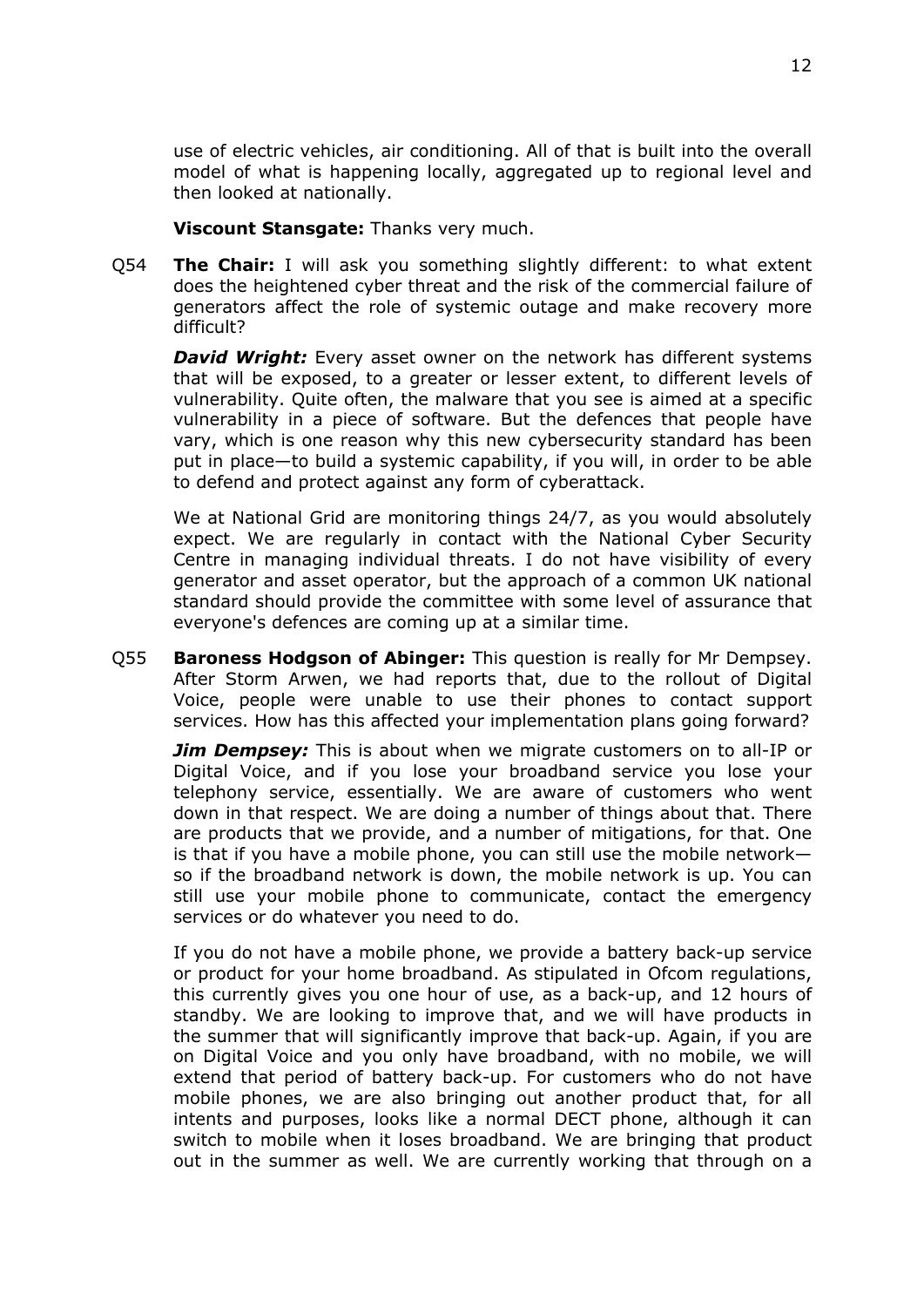use of electric vehicles, air conditioning. All of that is built into the overall model of what is happening locally, aggregated up to regional level and then looked at nationally.

**Viscount Stansgate:** Thanks very much.

Q54 **The Chair:** I will ask you something slightly different: to what extent does the heightened cyber threat and the risk of the commercial failure of generators affect the role of systemic outage and make recovery more difficult?

***David Wright:*** Every asset owner on the network has different systems that will be exposed, to a greater or lesser extent, to different levels of vulnerability. Quite often, the malware that you see is aimed at a specific vulnerability in a piece of software. But the defences that people have vary, which is one reason why this new cybersecurity standard has been put in place—to build a systemic capability, if you will, in order to be able to defend and protect against any form of cyberattack.

We at National Grid are monitoring things 24/7, as you would absolutely expect. We are regularly in contact with the National Cyber Security Centre in managing individual threats. I do not have visibility of every generator and asset operator, but the approach of a common UK national standard should provide the committee with some level of assurance that everyone's defences are coming up at a similar time.

Q55 **Baroness Hodgson of Abinger:** This question is really for Mr Dempsey. After Storm Arwen, we had reports that, due to the rollout of Digital Voice, people were unable to use their phones to contact support services. How has this affected your implementation plans going forward?

***Jim Dempsey:*** This is about when we migrate customers on to all-IP or Digital Voice, and if you lose your broadband service you lose your telephony service, essentially. We are aware of customers who went down in that respect. We are doing a number of things about that. There are products that we provide, and a number of mitigations, for that. One is that if you have a mobile phone, you can still use the mobile network—so if the broadband network is down, the mobile network is up. You can still use your mobile phone to communicate, contact the emergency services or do whatever you need to do.

If you do not have a mobile phone, we provide a battery back-up service or product for your home broadband. As stipulated in Ofcom regulations, this currently gives you one hour of use, as a back-up, and 12 hours of standby. We are looking to improve that, and we will have products in the summer that will significantly improve that back-up. Again, if you are on Digital Voice and you only have broadband, with no mobile, we will extend that period of battery back-up. For customers who do not have mobile phones, we are also bringing out another product that, for all intents and purposes, looks like a normal DECT phone, although it can switch to mobile when it loses broadband. We are bringing that product out in the summer as well. We are currently working that through on a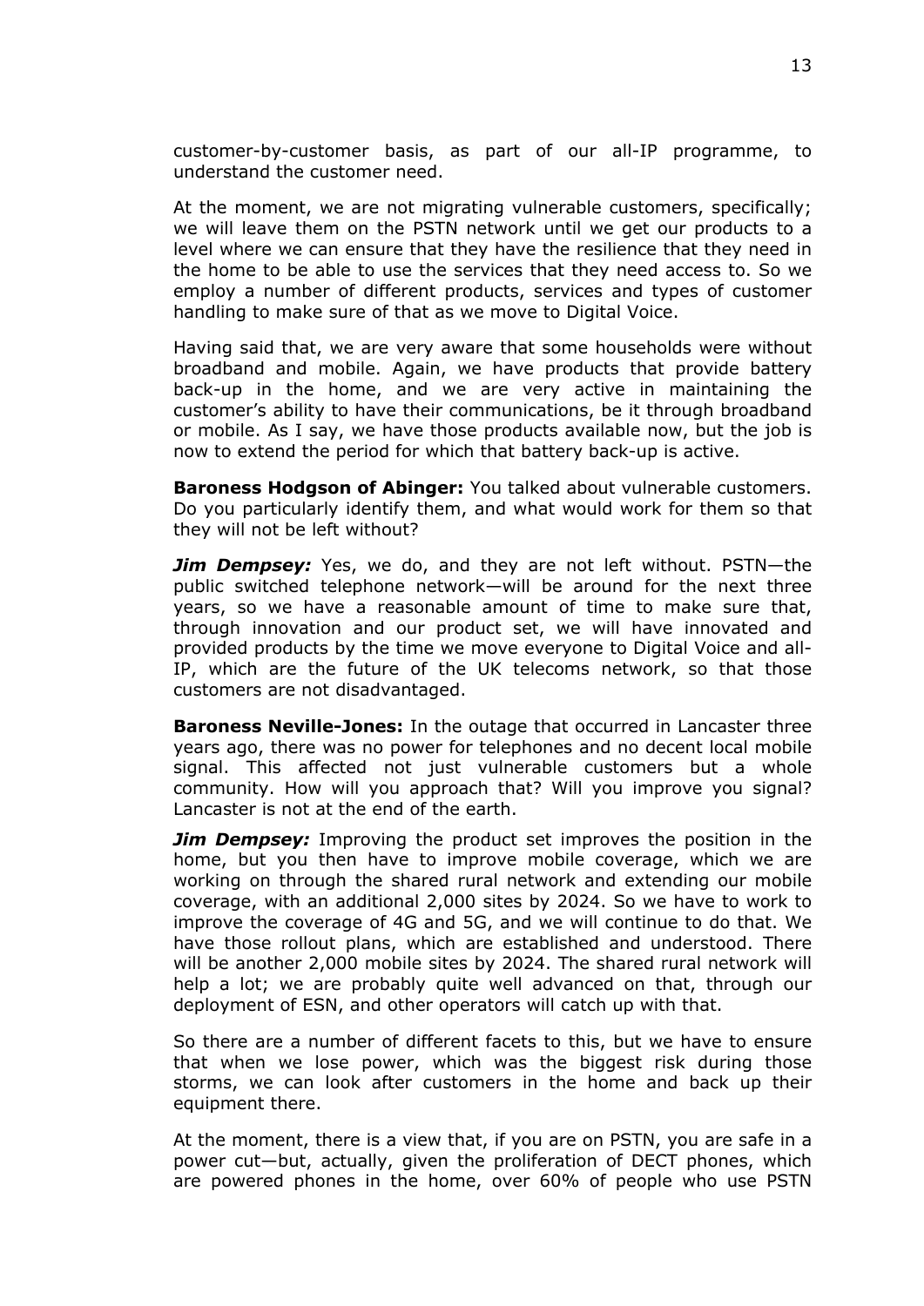customer-by-customer basis, as part of our all-IP programme, to understand the customer need.

At the moment, we are not migrating vulnerable customers, specifically; we will leave them on the PSTN network until we get our products to a level where we can ensure that they have the resilience that they need in the home to be able to use the services that they need access to. So we employ a number of different products, services and types of customer handling to make sure of that as we move to Digital Voice.

Having said that, we are very aware that some households were without broadband and mobile. Again, we have products that provide battery back-up in the home, and we are very active in maintaining the customer's ability to have their communications, be it through broadband or mobile. As I say, we have those products available now, but the job is now to extend the period for which that battery back-up is active.

**Baroness Hodgson of Abinger:** You talked about vulnerable customers. Do you particularly identify them, and what would work for them so that they will not be left without?

***Jim Dempsey:*** Yes, we do, and they are not left without. PSTN—the public switched telephone network—will be around for the next three years, so we have a reasonable amount of time to make sure that, through innovation and our product set, we will have innovated and provided products by the time we move everyone to Digital Voice and all-IP, which are the future of the UK telecoms network, so that those customers are not disadvantaged.

**Baroness Neville-Jones:** In the outage that occurred in Lancaster three years ago, there was no power for telephones and no decent local mobile signal. This affected not just vulnerable customers but a whole community. How will you approach that? Will you improve you signal? Lancaster is not at the end of the earth.

***Jim Dempsey:*** Improving the product set improves the position in the home, but you then have to improve mobile coverage, which we are working on through the shared rural network and extending our mobile coverage, with an additional 2,000 sites by 2024. So we have to work to improve the coverage of 4G and 5G, and we will continue to do that. We have those rollout plans, which are established and understood. There will be another 2,000 mobile sites by 2024. The shared rural network will help a lot; we are probably quite well advanced on that, through our deployment of ESN, and other operators will catch up with that.

So there are a number of different facets to this, but we have to ensure that when we lose power, which was the biggest risk during those storms, we can look after customers in the home and back up their equipment there.

At the moment, there is a view that, if you are on PSTN, you are safe in a power cut—but, actually, given the proliferation of DECT phones, which are powered phones in the home, over 60% of people who use PSTN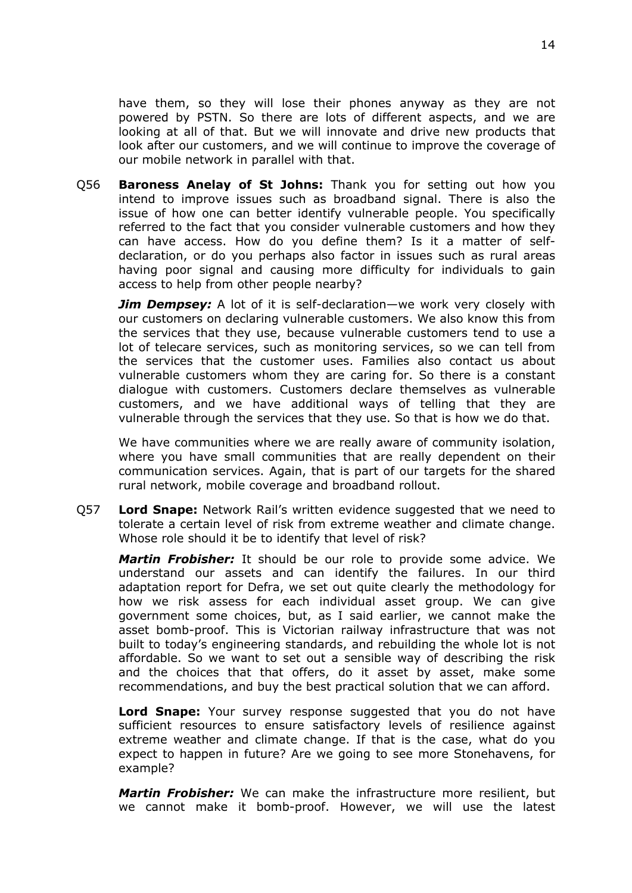have them, so they will lose their phones anyway as they are not powered by PSTN. So there are lots of different aspects, and we are looking at all of that. But we will innovate and drive new products that look after our customers, and we will continue to improve the coverage of our mobile network in parallel with that.

Q56 **Baroness Anelay of St Johns:** Thank you for setting out how you intend to improve issues such as broadband signal. There is also the issue of how one can better identify vulnerable people. You specifically referred to the fact that you consider vulnerable customers and how they can have access. How do you define them? Is it a matter of self-declaration, or do you perhaps also factor in issues such as rural areas having poor signal and causing more difficulty for individuals to gain access to help from other people nearby?

***Jim Dempsey:*** A lot of it is self-declaration—we work very closely with our customers on declaring vulnerable customers. We also know this from the services that they use, because vulnerable customers tend to use a lot of telecare services, such as monitoring services, so we can tell from the services that the customer uses. Families also contact us about vulnerable customers whom they are caring for. So there is a constant dialogue with customers. Customers declare themselves as vulnerable customers, and we have additional ways of telling that they are vulnerable through the services that they use. So that is how we do that.

We have communities where we are really aware of community isolation, where you have small communities that are really dependent on their communication services. Again, that is part of our targets for the shared rural network, mobile coverage and broadband rollout.

Q57 **Lord Snape:** Network Rail's written evidence suggested that we need to tolerate a certain level of risk from extreme weather and climate change. Whose role should it be to identify that level of risk?

***Martin Frobisher:*** It should be our role to provide some advice. We understand our assets and can identify the failures. In our third adaptation report for Defra, we set out quite clearly the methodology for how we risk assess for each individual asset group. We can give government some choices, but, as I said earlier, we cannot make the asset bomb-proof. This is Victorian railway infrastructure that was not built to today's engineering standards, and rebuilding the whole lot is not affordable. So we want to set out a sensible way of describing the risk and the choices that that offers, do it asset by asset, make some recommendations, and buy the best practical solution that we can afford.

**Lord Snape:** Your survey response suggested that you do not have sufficient resources to ensure satisfactory levels of resilience against extreme weather and climate change. If that is the case, what do you expect to happen in future? Are we going to see more Stonehavens, for example?

***Martin Frobisher:*** We can make the infrastructure more resilient, but we cannot make it bomb-proof. However, we will use the latest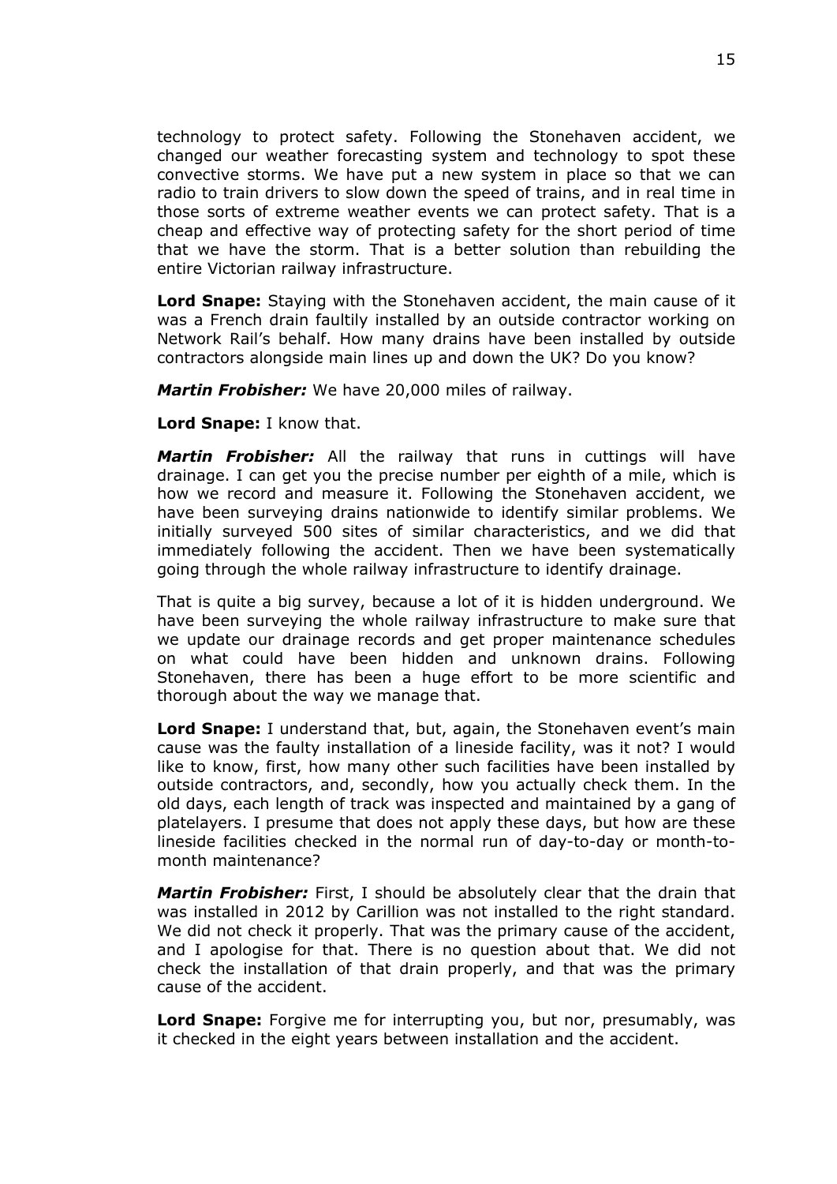technology to protect safety. Following the Stonehaven accident, we changed our weather forecasting system and technology to spot these convective storms. We have put a new system in place so that we can radio to train drivers to slow down the speed of trains, and in real time in those sorts of extreme weather events we can protect safety. That is a cheap and effective way of protecting safety for the short period of time that we have the storm. That is a better solution than rebuilding the entire Victorian railway infrastructure.

**Lord Snape:** Staying with the Stonehaven accident, the main cause of it was a French drain faultily installed by an outside contractor working on Network Rail's behalf. How many drains have been installed by outside contractors alongside main lines up and down the UK? Do you know?

***Martin Frobisher:*** We have 20,000 miles of railway.

**Lord Snape:** I know that.

***Martin Frobisher:*** All the railway that runs in cuttings will have drainage. I can get you the precise number per eighth of a mile, which is how we record and measure it. Following the Stonehaven accident, we have been surveying drains nationwide to identify similar problems. We initially surveyed 500 sites of similar characteristics, and we did that immediately following the accident. Then we have been systematically going through the whole railway infrastructure to identify drainage.

That is quite a big survey, because a lot of it is hidden underground. We have been surveying the whole railway infrastructure to make sure that we update our drainage records and get proper maintenance schedules on what could have been hidden and unknown drains. Following Stonehaven, there has been a huge effort to be more scientific and thorough about the way we manage that.

**Lord Snape:** I understand that, but, again, the Stonehaven event's main cause was the faulty installation of a lineside facility, was it not? I would like to know, first, how many other such facilities have been installed by outside contractors, and, secondly, how you actually check them. In the old days, each length of track was inspected and maintained by a gang of platelayers. I presume that does not apply these days, but how are these lineside facilities checked in the normal run of day-to-day or month-to-month maintenance?

***Martin Frobisher:*** First, I should be absolutely clear that the drain that was installed in 2012 by Carillion was not installed to the right standard. We did not check it properly. That was the primary cause of the accident, and I apologise for that. There is no question about that. We did not check the installation of that drain properly, and that was the primary cause of the accident.

**Lord Snape:** Forgive me for interrupting you, but nor, presumably, was it checked in the eight years between installation and the accident.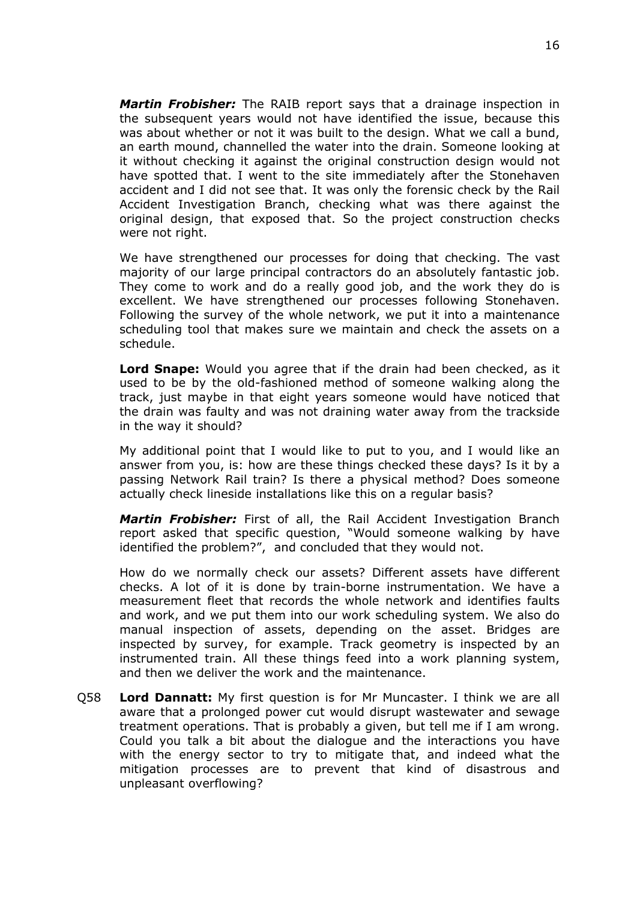***Martin Frobisher:*** The RAIB report says that a drainage inspection in the subsequent years would not have identified the issue, because this was about whether or not it was built to the design. What we call a bund, an earth mound, channelled the water into the drain. Someone looking at it without checking it against the original construction design would not have spotted that. I went to the site immediately after the Stonehaven accident and I did not see that. It was only the forensic check by the Rail Accident Investigation Branch, checking what was there against the original design, that exposed that. So the project construction checks were not right.

We have strengthened our processes for doing that checking. The vast majority of our large principal contractors do an absolutely fantastic job. They come to work and do a really good job, and the work they do is excellent. We have strengthened our processes following Stonehaven. Following the survey of the whole network, we put it into a maintenance scheduling tool that makes sure we maintain and check the assets on a schedule.

**Lord Snape:** Would you agree that if the drain had been checked, as it used to be by the old-fashioned method of someone walking along the track, just maybe in that eight years someone would have noticed that the drain was faulty and was not draining water away from the trackside in the way it should?

My additional point that I would like to put to you, and I would like an answer from you, is: how are these things checked these days? Is it by a passing Network Rail train? Is there a physical method? Does someone actually check lineside installations like this on a regular basis?

***Martin Frobisher:*** First of all, the Rail Accident Investigation Branch report asked that specific question, "Would someone walking by have identified the problem?", and concluded that they would not.

How do we normally check our assets? Different assets have different checks. A lot of it is done by train-borne instrumentation. We have a measurement fleet that records the whole network and identifies faults and work, and we put them into our work scheduling system. We also do manual inspection of assets, depending on the asset. Bridges are inspected by survey, for example. Track geometry is inspected by an instrumented train. All these things feed into a work planning system, and then we deliver the work and the maintenance.

Q58 **Lord Dannatt:** My first question is for Mr Muncaster. I think we are all aware that a prolonged power cut would disrupt wastewater and sewage treatment operations. That is probably a given, but tell me if I am wrong. Could you talk a bit about the dialogue and the interactions you have with the energy sector to try to mitigate that, and indeed what the mitigation processes are to prevent that kind of disastrous and unpleasant overflowing?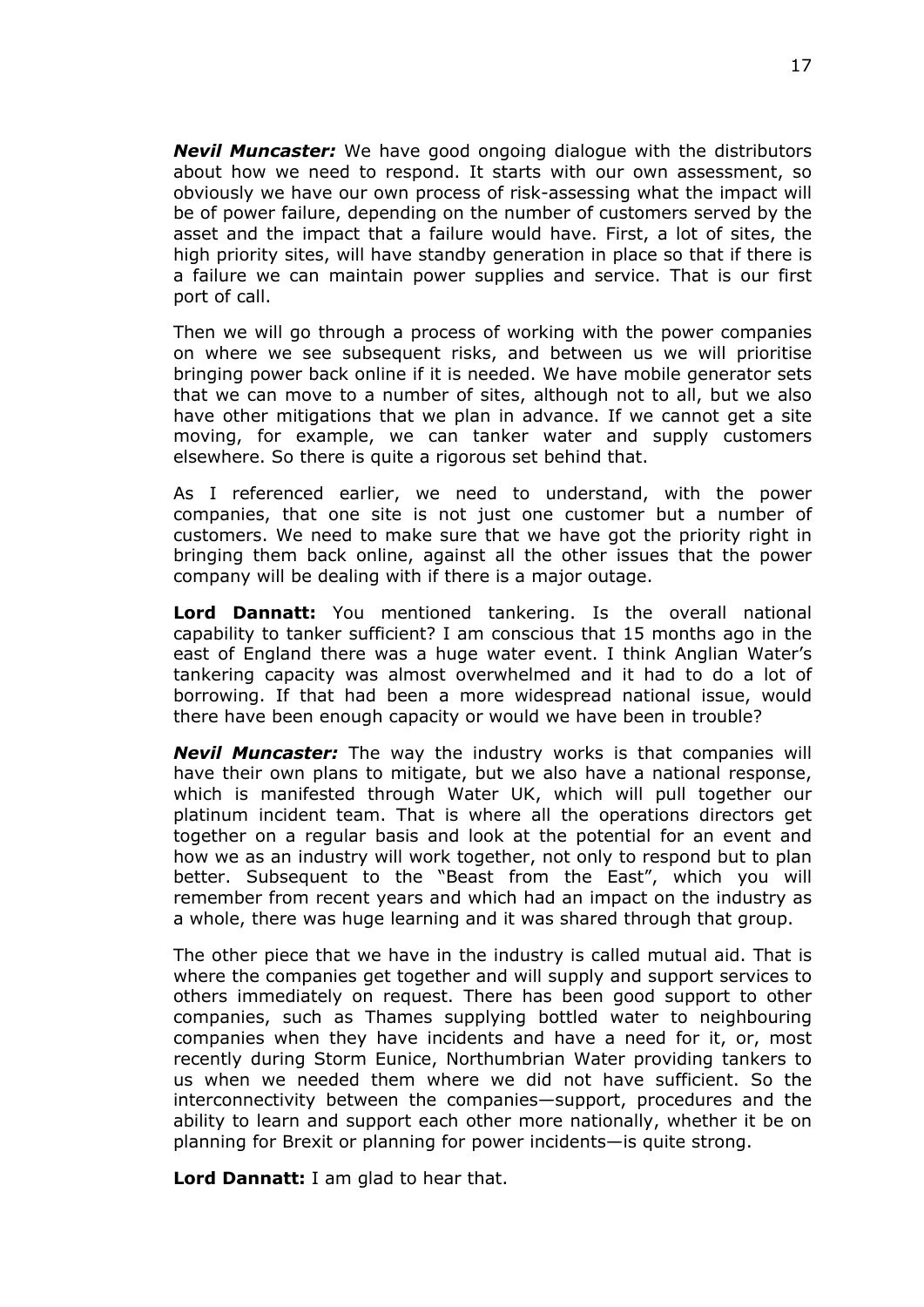***Nevil Muncaster:*** We have good ongoing dialogue with the distributors about how we need to respond. It starts with our own assessment, so obviously we have our own process of risk-assessing what the impact will be of power failure, depending on the number of customers served by the asset and the impact that a failure would have. First, a lot of sites, the high priority sites, will have standby generation in place so that if there is a failure we can maintain power supplies and service. That is our first port of call.

Then we will go through a process of working with the power companies on where we see subsequent risks, and between us we will prioritise bringing power back online if it is needed. We have mobile generator sets that we can move to a number of sites, although not to all, but we also have other mitigations that we plan in advance. If we cannot get a site moving, for example, we can tanker water and supply customers elsewhere. So there is quite a rigorous set behind that.

As I referenced earlier, we need to understand, with the power companies, that one site is not just one customer but a number of customers. We need to make sure that we have got the priority right in bringing them back online, against all the other issues that the power company will be dealing with if there is a major outage.

**Lord Dannatt:** You mentioned tankering. Is the overall national capability to tanker sufficient? I am conscious that 15 months ago in the east of England there was a huge water event. I think Anglian Water's tankering capacity was almost overwhelmed and it had to do a lot of borrowing. If that had been a more widespread national issue, would there have been enough capacity or would we have been in trouble?

***Nevil Muncaster:*** The way the industry works is that companies will have their own plans to mitigate, but we also have a national response, which is manifested through Water UK, which will pull together our platinum incident team. That is where all the operations directors get together on a regular basis and look at the potential for an event and how we as an industry will work together, not only to respond but to plan better. Subsequent to the "Beast from the East", which you will remember from recent years and which had an impact on the industry as a whole, there was huge learning and it was shared through that group.

The other piece that we have in the industry is called mutual aid. That is where the companies get together and will supply and support services to others immediately on request. There has been good support to other companies, such as Thames supplying bottled water to neighbouring companies when they have incidents and have a need for it, or, most recently during Storm Eunice, Northumbrian Water providing tankers to us when we needed them where we did not have sufficient. So the interconnectivity between the companies—support, procedures and the ability to learn and support each other more nationally, whether it be on planning for Brexit or planning for power incidents—is quite strong.

**Lord Dannatt:** I am glad to hear that.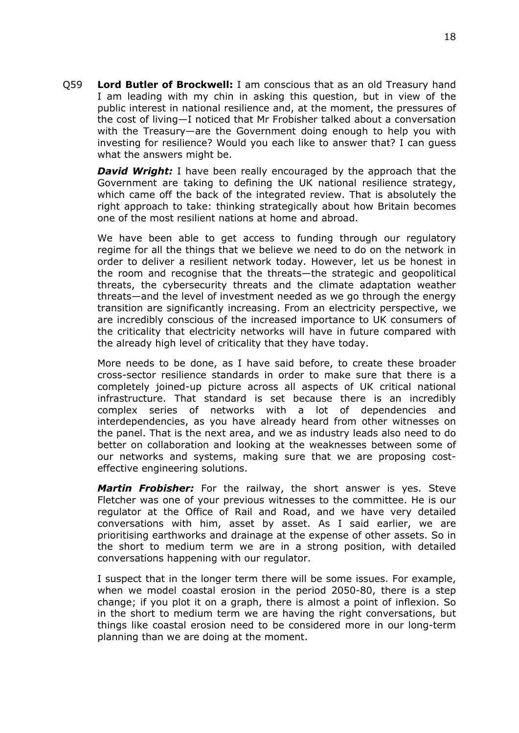Q59 **Lord Butler of Brockwell:** I am conscious that as an old Treasury hand I am leading with my chin in asking this question, but in view of the public interest in national resilience and, at the moment, the pressures of the cost of living—I noticed that Mr Frobisher talked about a conversation with the Treasury—are the Government doing enough to help you with investing for resilience? Would you each like to answer that? I can guess what the answers might be.

***David Wright:*** I have been really encouraged by the approach that the Government are taking to defining the UK national resilience strategy, which came off the back of the integrated review. That is absolutely the right approach to take: thinking strategically about how Britain becomes one of the most resilient nations at home and abroad.

We have been able to get access to funding through our regulatory regime for all the things that we believe we need to do on the network in order to deliver a resilient network today. However, let us be honest in the room and recognise that the threats—the strategic and geopolitical threats, the cybersecurity threats and the climate adaptation weather threats—and the level of investment needed as we go through the energy transition are significantly increasing. From an electricity perspective, we are incredibly conscious of the increased importance to UK consumers of the criticality that electricity networks will have in future compared with the already high level of criticality that they have today.

More needs to be done, as I have said before, to create these broader cross-sector resilience standards in order to make sure that there is a completely joined-up picture across all aspects of UK critical national infrastructure. That standard is set because there is an incredibly complex series of networks with a lot of dependencies and interdependencies, as you have already heard from other witnesses on the panel. That is the next area, and we as industry leads also need to do better on collaboration and looking at the weaknesses between some of our networks and systems, making sure that we are proposing cost-effective engineering solutions.

***Martin Frobisher:*** For the railway, the short answer is yes. Steve Fletcher was one of your previous witnesses to the committee. He is our regulator at the Office of Rail and Road, and we have very detailed conversations with him, asset by asset. As I said earlier, we are prioritising earthworks and drainage at the expense of other assets. So in the short to medium term we are in a strong position, with detailed conversations happening with our regulator.

I suspect that in the longer term there will be some issues. For example, when we model coastal erosion in the period 2050-80, there is a step change; if you plot it on a graph, there is almost a point of inflexion. So in the short to medium term we are having the right conversations, but things like coastal erosion need to be considered more in our long-term planning than we are doing at the moment.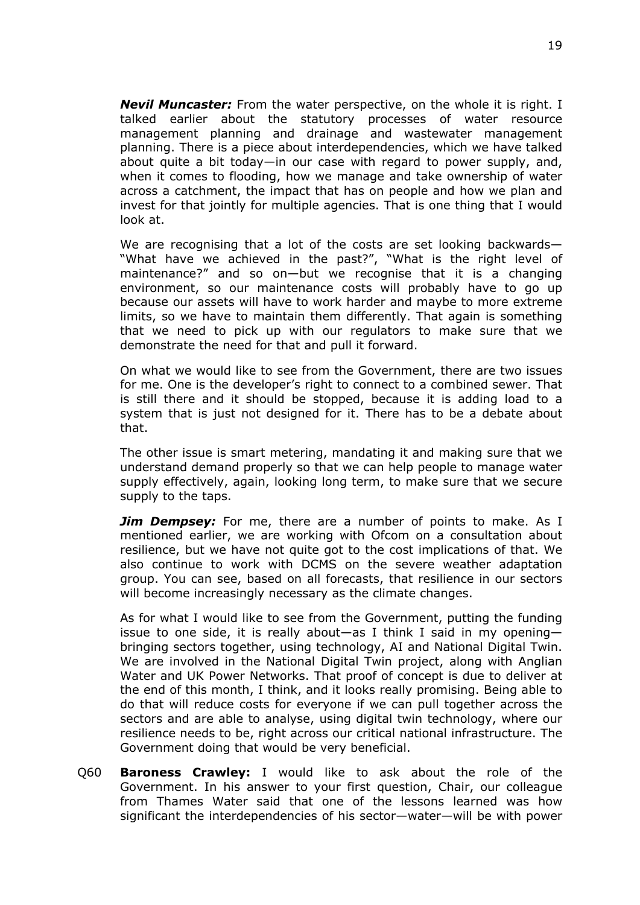***Nevil Muncaster:*** From the water perspective, on the whole it is right. I talked earlier about the statutory processes of water resource management planning and drainage and wastewater management planning. There is a piece about interdependencies, which we have talked about quite a bit today—in our case with regard to power supply, and, when it comes to flooding, how we manage and take ownership of water across a catchment, the impact that has on people and how we plan and invest for that jointly for multiple agencies. That is one thing that I would look at.

We are recognising that a lot of the costs are set looking backwards—"What have we achieved in the past?", "What is the right level of maintenance?" and so on—but we recognise that it is a changing environment, so our maintenance costs will probably have to go up because our assets will have to work harder and maybe to more extreme limits, so we have to maintain them differently. That again is something that we need to pick up with our regulators to make sure that we demonstrate the need for that and pull it forward.

On what we would like to see from the Government, there are two issues for me. One is the developer's right to connect to a combined sewer. That is still there and it should be stopped, because it is adding load to a system that is just not designed for it. There has to be a debate about that.

The other issue is smart metering, mandating it and making sure that we understand demand properly so that we can help people to manage water supply effectively, again, looking long term, to make sure that we secure supply to the taps.

***Jim Dempsey:*** For me, there are a number of points to make. As I mentioned earlier, we are working with Ofcom on a consultation about resilience, but we have not quite got to the cost implications of that. We also continue to work with DCMS on the severe weather adaptation group. You can see, based on all forecasts, that resilience in our sectors will become increasingly necessary as the climate changes.

As for what I would like to see from the Government, putting the funding issue to one side, it is really about—as I think I said in my opening—bringing sectors together, using technology, AI and National Digital Twin. We are involved in the National Digital Twin project, along with Anglian Water and UK Power Networks. That proof of concept is due to deliver at the end of this month, I think, and it looks really promising. Being able to do that will reduce costs for everyone if we can pull together across the sectors and are able to analyse, using digital twin technology, where our resilience needs to be, right across our critical national infrastructure. The Government doing that would be very beneficial.

Q60 **Baroness Crawley:** I would like to ask about the role of the Government. In his answer to your first question, Chair, our colleague from Thames Water said that one of the lessons learned was how significant the interdependencies of his sector—water—will be with power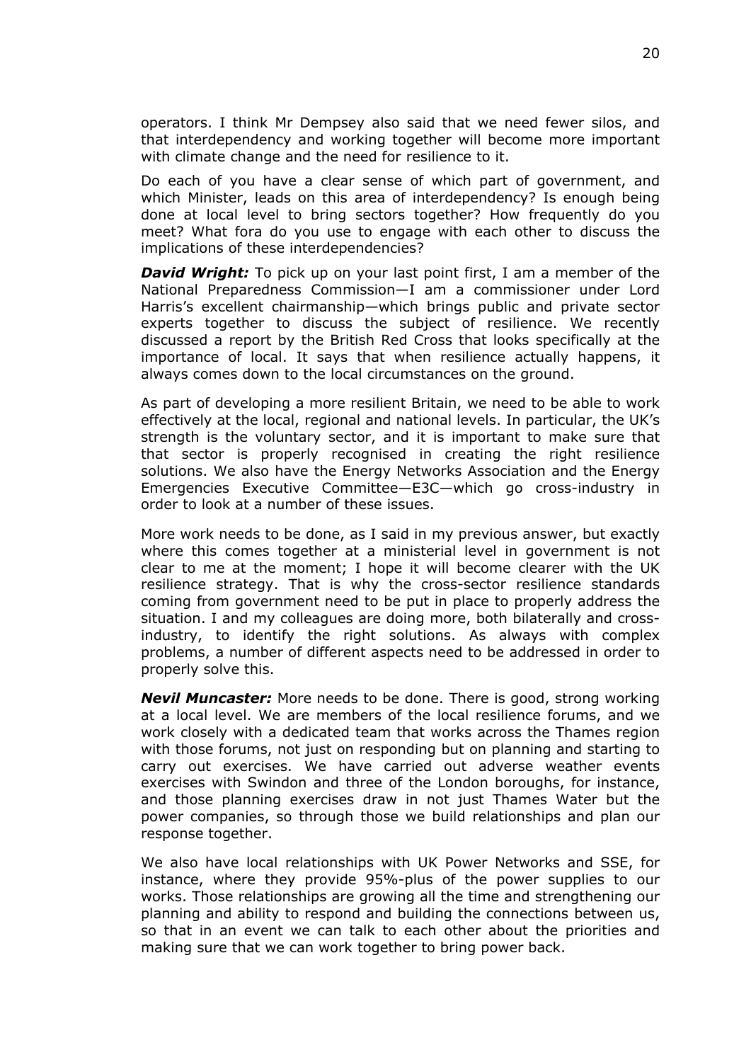operators. I think Mr Dempsey also said that we need fewer silos, and that interdependency and working together will become more important with climate change and the need for resilience to it.

Do each of you have a clear sense of which part of government, and which Minister, leads on this area of interdependency? Is enough being done at local level to bring sectors together? How frequently do you meet? What fora do you use to engage with each other to discuss the implications of these interdependencies?

***David Wright:*** To pick up on your last point first, I am a member of the National Preparedness Commission—I am a commissioner under Lord Harris's excellent chairmanship—which brings public and private sector experts together to discuss the subject of resilience. We recently discussed a report by the British Red Cross that looks specifically at the importance of local. It says that when resilience actually happens, it always comes down to the local circumstances on the ground.

As part of developing a more resilient Britain, we need to be able to work effectively at the local, regional and national levels. In particular, the UK's strength is the voluntary sector, and it is important to make sure that that sector is properly recognised in creating the right resilience solutions. We also have the Energy Networks Association and the Energy Emergencies Executive Committee—E3C—which go cross-industry in order to look at a number of these issues.

More work needs to be done, as I said in my previous answer, but exactly where this comes together at a ministerial level in government is not clear to me at the moment; I hope it will become clearer with the UK resilience strategy. That is why the cross-sector resilience standards coming from government need to be put in place to properly address the situation. I and my colleagues are doing more, both bilaterally and cross-industry, to identify the right solutions. As always with complex problems, a number of different aspects need to be addressed in order to properly solve this.

***Nevil Muncaster:*** More needs to be done. There is good, strong working at a local level. We are members of the local resilience forums, and we work closely with a dedicated team that works across the Thames region with those forums, not just on responding but on planning and starting to carry out exercises. We have carried out adverse weather events exercises with Swindon and three of the London boroughs, for instance, and those planning exercises draw in not just Thames Water but the power companies, so through those we build relationships and plan our response together.

We also have local relationships with UK Power Networks and SSE, for instance, where they provide 95%-plus of the power supplies to our works. Those relationships are growing all the time and strengthening our planning and ability to respond and building the connections between us, so that in an event we can talk to each other about the priorities and making sure that we can work together to bring power back.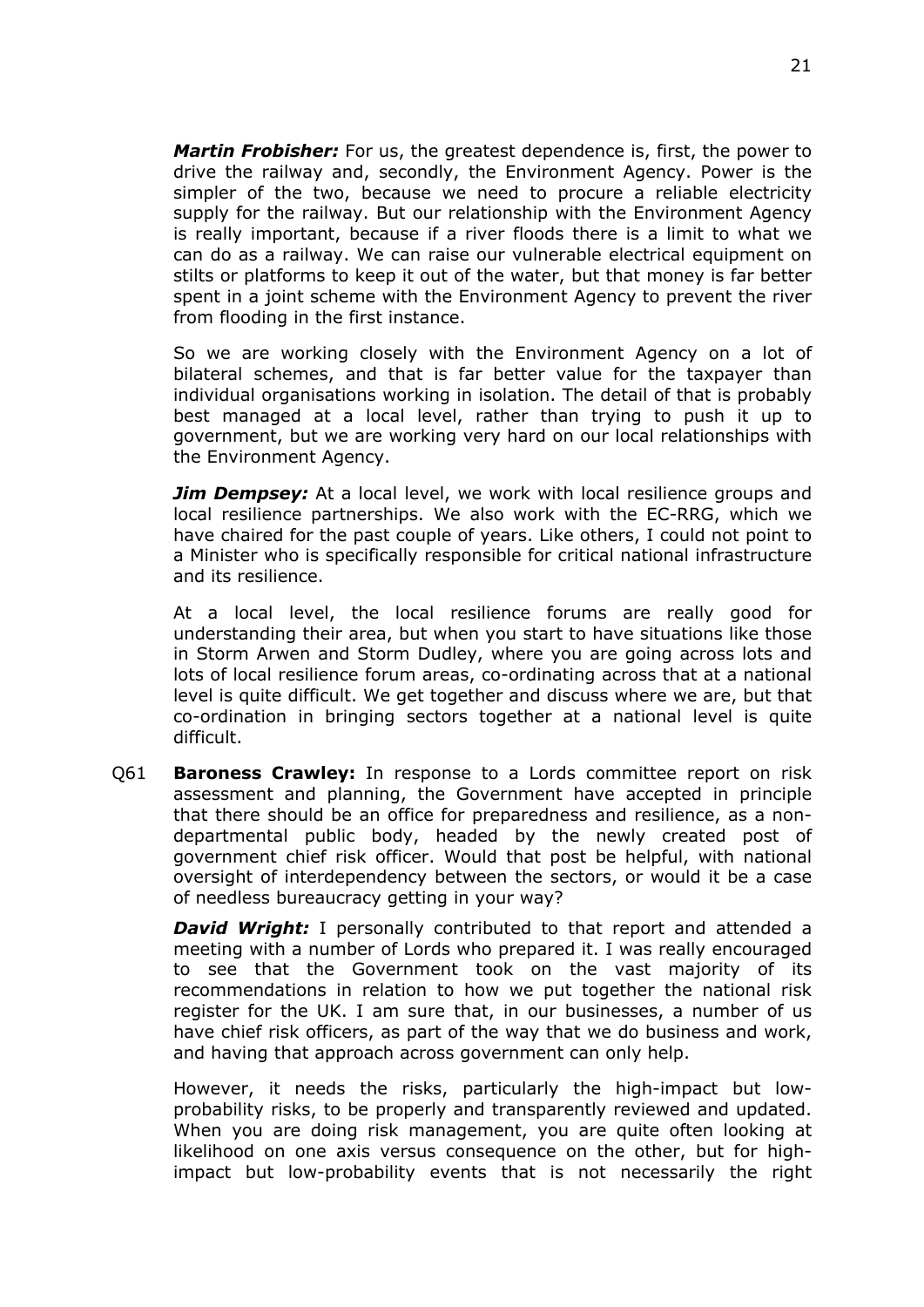***Martin Frobisher:*** For us, the greatest dependence is, first, the power to drive the railway and, secondly, the Environment Agency. Power is the simpler of the two, because we need to procure a reliable electricity supply for the railway. But our relationship with the Environment Agency is really important, because if a river floods there is a limit to what we can do as a railway. We can raise our vulnerable electrical equipment on stilts or platforms to keep it out of the water, but that money is far better spent in a joint scheme with the Environment Agency to prevent the river from flooding in the first instance.

So we are working closely with the Environment Agency on a lot of bilateral schemes, and that is far better value for the taxpayer than individual organisations working in isolation. The detail of that is probably best managed at a local level, rather than trying to push it up to government, but we are working very hard on our local relationships with the Environment Agency.

***Jim Dempsey:*** At a local level, we work with local resilience groups and local resilience partnerships. We also work with the EC-RRG, which we have chaired for the past couple of years. Like others, I could not point to a Minister who is specifically responsible for critical national infrastructure and its resilience.

At a local level, the local resilience forums are really good for understanding their area, but when you start to have situations like those in Storm Arwen and Storm Dudley, where you are going across lots and lots of local resilience forum areas, co-ordinating across that at a national level is quite difficult. We get together and discuss where we are, but that co-ordination in bringing sectors together at a national level is quite difficult.

Q61 **Baroness Crawley:** In response to a Lords committee report on risk assessment and planning, the Government have accepted in principle that there should be an office for preparedness and resilience, as a non-departmental public body, headed by the newly created post of government chief risk officer. Would that post be helpful, with national oversight of interdependency between the sectors, or would it be a case of needless bureaucracy getting in your way?

***David Wright:*** I personally contributed to that report and attended a meeting with a number of Lords who prepared it. I was really encouraged to see that the Government took on the vast majority of its recommendations in relation to how we put together the national risk register for the UK. I am sure that, in our businesses, a number of us have chief risk officers, as part of the way that we do business and work, and having that approach across government can only help.

However, it needs the risks, particularly the high-impact but low-probability risks, to be properly and transparently reviewed and updated. When you are doing risk management, you are quite often looking at likelihood on one axis versus consequence on the other, but for high-impact but low-probability events that is not necessarily the right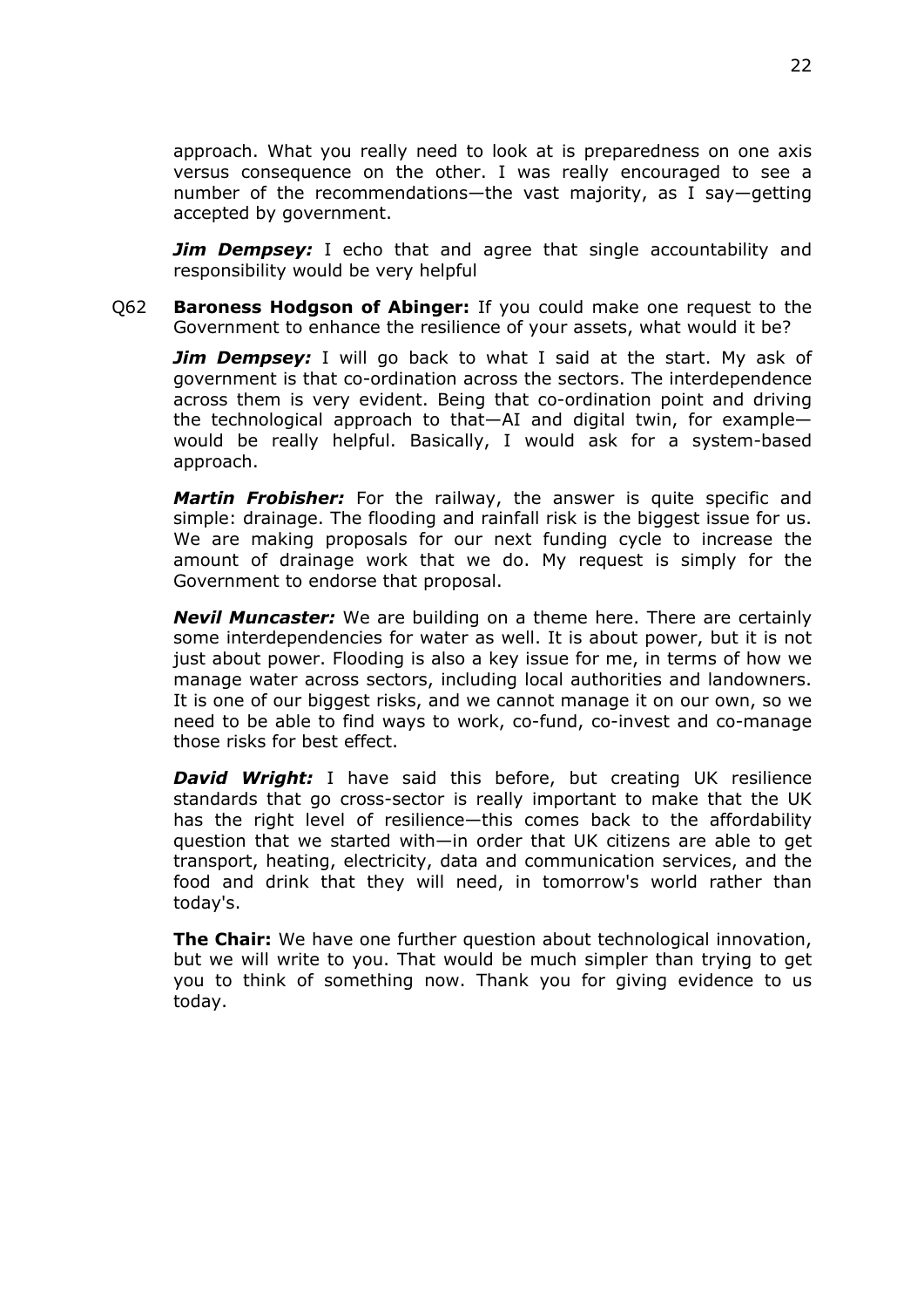approach. What you really need to look at is preparedness on one axis versus consequence on the other. I was really encouraged to see a number of the recommendations—the vast majority, as I say—getting accepted by government.

***Jim Dempsey:*** I echo that and agree that single accountability and responsibility would be very helpful

Q62 **Baroness Hodgson of Abinger:** If you could make one request to the Government to enhance the resilience of your assets, what would it be?

***Jim Dempsey:*** I will go back to what I said at the start. My ask of government is that co-ordination across the sectors. The interdependence across them is very evident. Being that co-ordination point and driving the technological approach to that—AI and digital twin, for example—would be really helpful. Basically, I would ask for a system-based approach.

***Martin Frobisher:*** For the railway, the answer is quite specific and simple: drainage. The flooding and rainfall risk is the biggest issue for us. We are making proposals for our next funding cycle to increase the amount of drainage work that we do. My request is simply for the Government to endorse that proposal.

***Nevil Muncaster:*** We are building on a theme here. There are certainly some interdependencies for water as well. It is about power, but it is not just about power. Flooding is also a key issue for me, in terms of how we manage water across sectors, including local authorities and landowners. It is one of our biggest risks, and we cannot manage it on our own, so we need to be able to find ways to work, co-fund, co-invest and co-manage those risks for best effect.

***David Wright:*** I have said this before, but creating UK resilience standards that go cross-sector is really important to make that the UK has the right level of resilience—this comes back to the affordability question that we started with—in order that UK citizens are able to get transport, heating, electricity, data and communication services, and the food and drink that they will need, in tomorrow's world rather than today's.

**The Chair:** We have one further question about technological innovation, but we will write to you. That would be much simpler than trying to get you to think of something now. Thank you for giving evidence to us today.